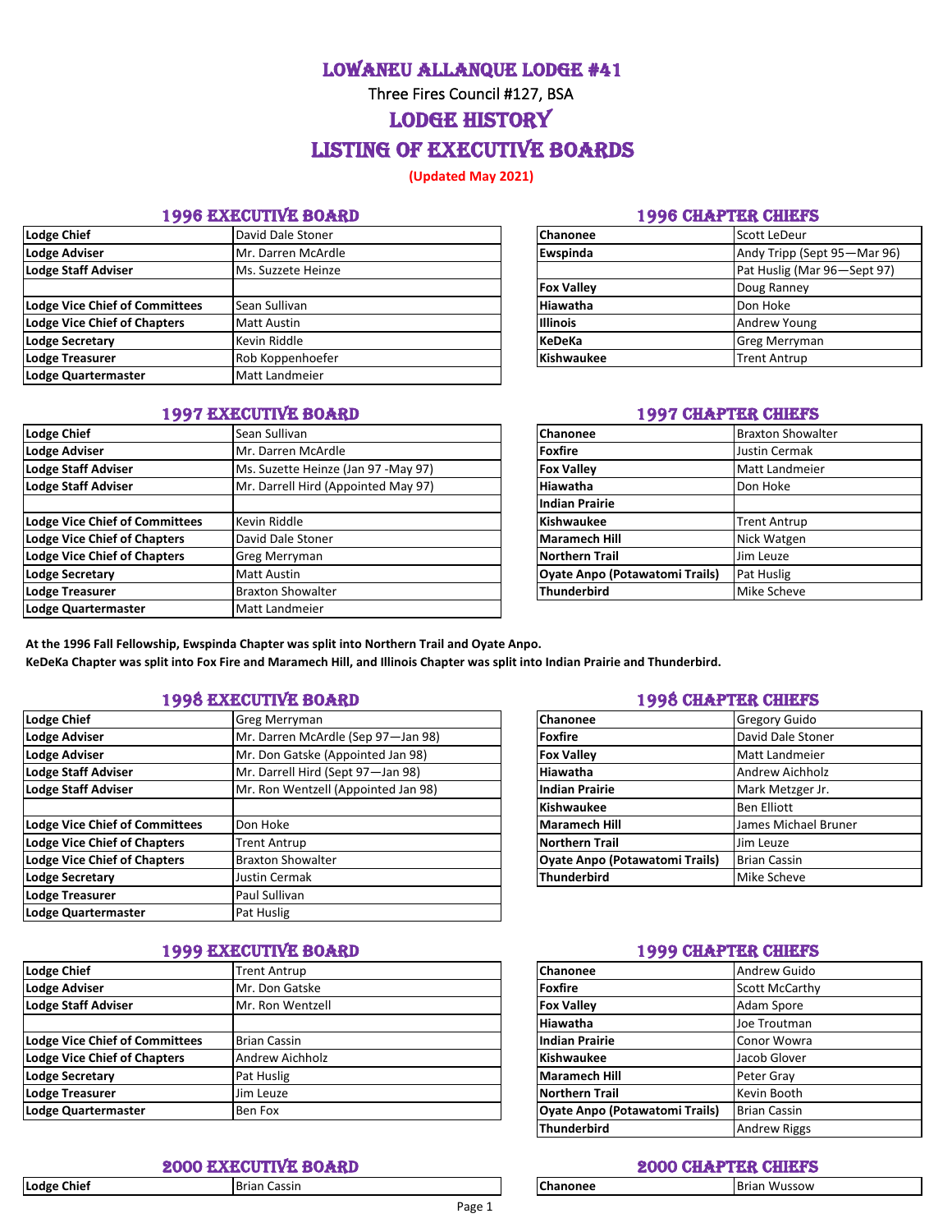# LOWANEU ALLANQUE LODGE #41

Three Fires Council #127, BSA

# LODGE HISTORY

# LISTING OF EXECUTIVE BOARDS

**(Updated May 2021)**

## 1996 EXECUTIVE BOARD

| | |
|---|---|
| **Lodge Chief** | David Dale Stoner |
| **Lodge Adviser** | Mr. Darren McArdle |
| **Lodge Staff Adviser** | Ms. Suzzete Heinze |
| | |
| **Lodge Vice Chief of Committees** | Sean Sullivan |
| **Lodge Vice Chief of Chapters** | Matt Austin |
| **Lodge Secretary** | Kevin Riddle |
| **Lodge Treasurer** | Rob Koppenhoefer |
| **Lodge Quartermaster** | Matt Landmeier |

## 1996 CHAPTER CHIEFS

| | |
|---|---|
| **Chanonee** | Scott LeDeur |
| **Ewspinda** | Andy Tripp (Sept 95—Mar 96) |
| | Pat Huslig (Mar 96—Sept 97) |
| **Fox Valley** | Doug Ranney |
| **Hiawatha** | Don Hoke |
| **Illinois** | Andrew Young |
| **KeDeKa** | Greg Merryman |
| **Kishwaukee** | Trent Antrup |

## 1997 EXECUTIVE BOARD

| | |
|---|---|
| **Lodge Chief** | Sean Sullivan |
| **Lodge Adviser** | Mr. Darren McArdle |
| **Lodge Staff Adviser** | Ms. Suzette Heinze (Jan 97 -May 97) |
| **Lodge Staff Adviser** | Mr. Darrell Hird (Appointed May 97) |
| | |
| **Lodge Vice Chief of Committees** | Kevin Riddle |
| **Lodge Vice Chief of Chapters** | David Dale Stoner |
| **Lodge Vice Chief of Chapters** | Greg Merryman |
| **Lodge Secretary** | Matt Austin |
| **Lodge Treasurer** | Braxton Showalter |
| **Lodge Quartermaster** | Matt Landmeier |

## 1997 CHAPTER CHIEFS

| | |
|---|---|
| **Chanonee** | Braxton Showalter |
| **Foxfire** | Justin Cermak |
| **Fox Valley** | Matt Landmeier |
| **Hiawatha** | Don Hoke |
| **Indian Prairie** | |
| **Kishwaukee** | Trent Antrup |
| **Maramech Hill** | Nick Watgen |
| **Northern Trail** | Jim Leuze |
| **Oyate Anpo (Potawatomi Trails)** | Pat Huslig |
| **Thunderbird** | Mike Scheve |

**At the 1996 Fall Fellowship, Ewspinda Chapter was split into Northern Trail and Oyate Anpo.**
**KeDeKa Chapter was split into Fox Fire and Maramech Hill, and Illinois Chapter was split into Indian Prairie and Thunderbird.**

## 1998 EXECUTIVE BOARD

| | |
|---|---|
| **Lodge Chief** | Greg Merryman |
| **Lodge Adviser** | Mr. Darren McArdle (Sep 97—Jan 98) |
| **Lodge Adviser** | Mr. Don Gatske (Appointed Jan 98) |
| **Lodge Staff Adviser** | Mr. Darrell Hird (Sept 97—Jan 98) |
| **Lodge Staff Adviser** | Mr. Ron Wentzell (Appointed Jan 98) |
| | |
| **Lodge Vice Chief of Committees** | Don Hoke |
| **Lodge Vice Chief of Chapters** | Trent Antrup |
| **Lodge Vice Chief of Chapters** | Braxton Showalter |
| **Lodge Secretary** | Justin Cermak |
| **Lodge Treasurer** | Paul Sullivan |
| **Lodge Quartermaster** | Pat Huslig |

## 1998 CHAPTER CHIEFS

| | |
|---|---|
| **Chanonee** | Gregory Guido |
| **Foxfire** | David Dale Stoner |
| **Fox Valley** | Matt Landmeier |
| **Hiawatha** | Andrew Aichholz |
| **Indian Prairie** | Mark Metzger Jr. |
| **Kishwaukee** | Ben Elliott |
| **Maramech Hill** | James Michael Bruner |
| **Northern Trail** | Jim Leuze |
| **Oyate Anpo (Potawatomi Trails)** | Brian Cassin |
| **Thunderbird** | Mike Scheve |

## 1999 EXECUTIVE BOARD

| | |
|---|---|
| **Lodge Chief** | Trent Antrup |
| **Lodge Adviser** | Mr. Don Gatske |
| **Lodge Staff Adviser** | Mr. Ron Wentzell |
| | |
| **Lodge Vice Chief of Committees** | Brian Cassin |
| **Lodge Vice Chief of Chapters** | Andrew Aichholz |
| **Lodge Secretary** | Pat Huslig |
| **Lodge Treasurer** | Jim Leuze |
| **Lodge Quartermaster** | Ben Fox |

## 1999 CHAPTER CHIEFS

| | |
|---|---|
| **Chanonee** | Andrew Guido |
| **Foxfire** | Scott McCarthy |
| **Fox Valley** | Adam Spore |
| **Hiawatha** | Joe Troutman |
| **Indian Prairie** | Conor Wowra |
| **Kishwaukee** | Jacob Glover |
| **Maramech Hill** | Peter Gray |
| **Northern Trail** | Kevin Booth |
| **Oyate Anpo (Potawatomi Trails)** | Brian Cassin |
| **Thunderbird** | Andrew Riggs |

## 2000 EXECUTIVE BOARD

| | |
|---|---|
| **Lodge Chief** | Brian Cassin |

## 2000 CHAPTER CHIEFS

| | |
|---|---|
| **Chanonee** | Brian Wussow |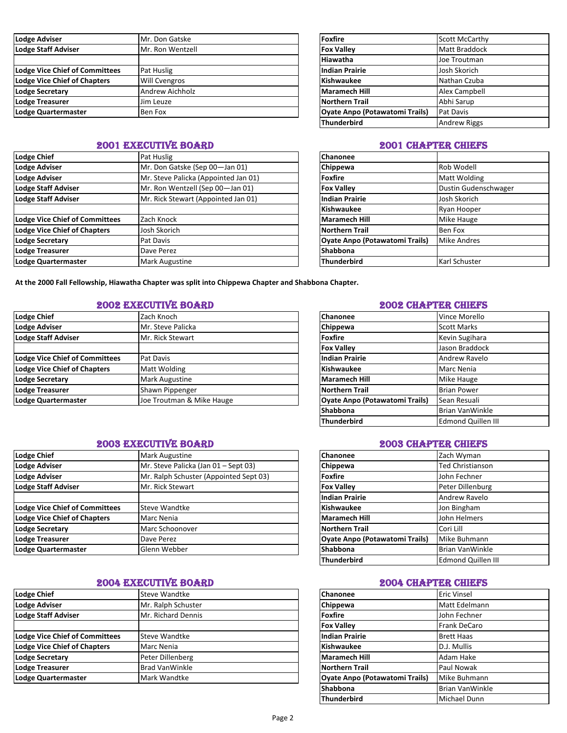| Lodge Adviser | Mr. Don Gatske |
|---|---|
| Lodge Staff Adviser | Mr. Ron Wentzell |
| | |
| Lodge Vice Chief of Committees | Pat Huslig |
| Lodge Vice Chief of Chapters | Will Cvengros |
| Lodge Secretary | Andrew Aichholz |
| Lodge Treasurer | Jim Leuze |
| Lodge Quartermaster | Ben Fox |

| Foxfire | Scott McCarthy |
|---|---|
| Fox Valley | Matt Braddock |
| Hiawatha | Joe Troutman |
| Indian Prairie | Josh Skorich |
| Kishwaukee | Nathan Czuba |
| Maramech Hill | Alex Campbell |
| Northern Trail | Abhi Sarup |
| Oyate Anpo (Potawatomi Trails) | Pat Davis |
| Thunderbird | Andrew Riggs |

## 2001 EXECUTIVE BOARD

| Lodge Chief | Pat Huslig |
|---|---|
| Lodge Adviser | Mr. Don Gatske (Sep 00—Jan 01) |
| Lodge Adviser | Mr. Steve Palicka (Appointed Jan 01) |
| Lodge Staff Adviser | Mr. Ron Wentzell (Sep 00—Jan 01) |
| Lodge Staff Adviser | Mr. Rick Stewart (Appointed Jan 01) |
| | |
| Lodge Vice Chief of Committees | Zach Knock |
| Lodge Vice Chief of Chapters | Josh Skorich |
| Lodge Secretary | Pat Davis |
| Lodge Treasurer | Dave Perez |
| Lodge Quartermaster | Mark Augustine |

## 2001 CHAPTER CHIEFS

| Chanonee | |
|---|---|
| Chippewa | Rob Wodell |
| Foxfire | Matt Wolding |
| Fox Valley | Dustin Gudenschwager |
| Indian Prairie | Josh Skorich |
| Kishwaukee | Ryan Hooper |
| Maramech Hill | Mike Hauge |
| Northern Trail | Ben Fox |
| Oyate Anpo (Potawatomi Trails) | Mike Andres |
| Shabbona | |
| Thunderbird | Karl Schuster |

**At the 2000 Fall Fellowship, Hiawatha Chapter was split into Chippewa Chapter and Shabbona Chapter.**

## 2002 EXECUTIVE BOARD

| Lodge Chief | Zach Knoch |
|---|---|
| Lodge Adviser | Mr. Steve Palicka |
| Lodge Staff Adviser | Mr. Rick Stewart |
| | |
| Lodge Vice Chief of Committees | Pat Davis |
| Lodge Vice Chief of Chapters | Matt Wolding |
| Lodge Secretary | Mark Augustine |
| Lodge Treasurer | Shawn Pippenger |
| Lodge Quartermaster | Joe Troutman & Mike Hauge |

## 2002 CHAPTER CHIEFS

| Chanonee | Vince Morello |
|---|---|
| Chippewa | Scott Marks |
| Foxfire | Kevin Sugihara |
| Fox Valley | Jason Braddock |
| Indian Prairie | Andrew Ravelo |
| Kishwaukee | Marc Nenia |
| Maramech Hill | Mike Hauge |
| Northern Trail | Brian Power |
| Oyate Anpo (Potawatomi Trails) | Sean Resuali |
| Shabbona | Brian VanWinkle |
| Thunderbird | Edmond Quillen III |

## 2003 EXECUTIVE BOARD

| Lodge Chief | Mark Augustine |
|---|---|
| Lodge Adviser | Mr. Steve Palicka (Jan 01 – Sept 03) |
| Lodge Adviser | Mr. Ralph Schuster (Appointed Sept 03) |
| Lodge Staff Adviser | Mr. Rick Stewart |
| | |
| Lodge Vice Chief of Committees | Steve Wandtke |
| Lodge Vice Chief of Chapters | Marc Nenia |
| Lodge Secretary | Marc Schoonover |
| Lodge Treasurer | Dave Perez |
| Lodge Quartermaster | Glenn Webber |

## 2003 CHAPTER CHIEFS

| Chanonee | Zach Wyman |
|---|---|
| Chippewa | Ted Christianson |
| Foxfire | John Fechner |
| Fox Valley | Peter Dillenburg |
| Indian Prairie | Andrew Ravelo |
| Kishwaukee | Jon Bingham |
| Maramech Hill | John Helmers |
| Northern Trail | Cori Lill |
| Oyate Anpo (Potawatomi Trails) | Mike Buhmann |
| Shabbona | Brian VanWinkle |
| Thunderbird | Edmond Quillen III |

## 2004 EXECUTIVE BOARD

| Lodge Chief | Steve Wandtke |
|---|---|
| Lodge Adviser | Mr. Ralph Schuster |
| Lodge Staff Adviser | Mr. Richard Dennis |
| | |
| Lodge Vice Chief of Committees | Steve Wandtke |
| Lodge Vice Chief of Chapters | Marc Nenia |
| Lodge Secretary | Peter Dillenberg |
| Lodge Treasurer | Brad VanWinkle |
| Lodge Quartermaster | Mark Wandtke |

## 2004 CHAPTER CHIEFS

| Chanonee | Eric Vinsel |
|---|---|
| Chippewa | Matt Edelmann |
| Foxfire | John Fechner |
| Fox Valley | Frank DeCaro |
| Indian Prairie | Brett Haas |
| Kishwaukee | D.J. Mullis |
| Maramech Hill | Adam Hake |
| Northern Trail | Paul Nowak |
| Oyate Anpo (Potawatomi Trails) | Mike Buhmann |
| Shabbona | Brian VanWinkle |
| Thunderbird | Michael Dunn |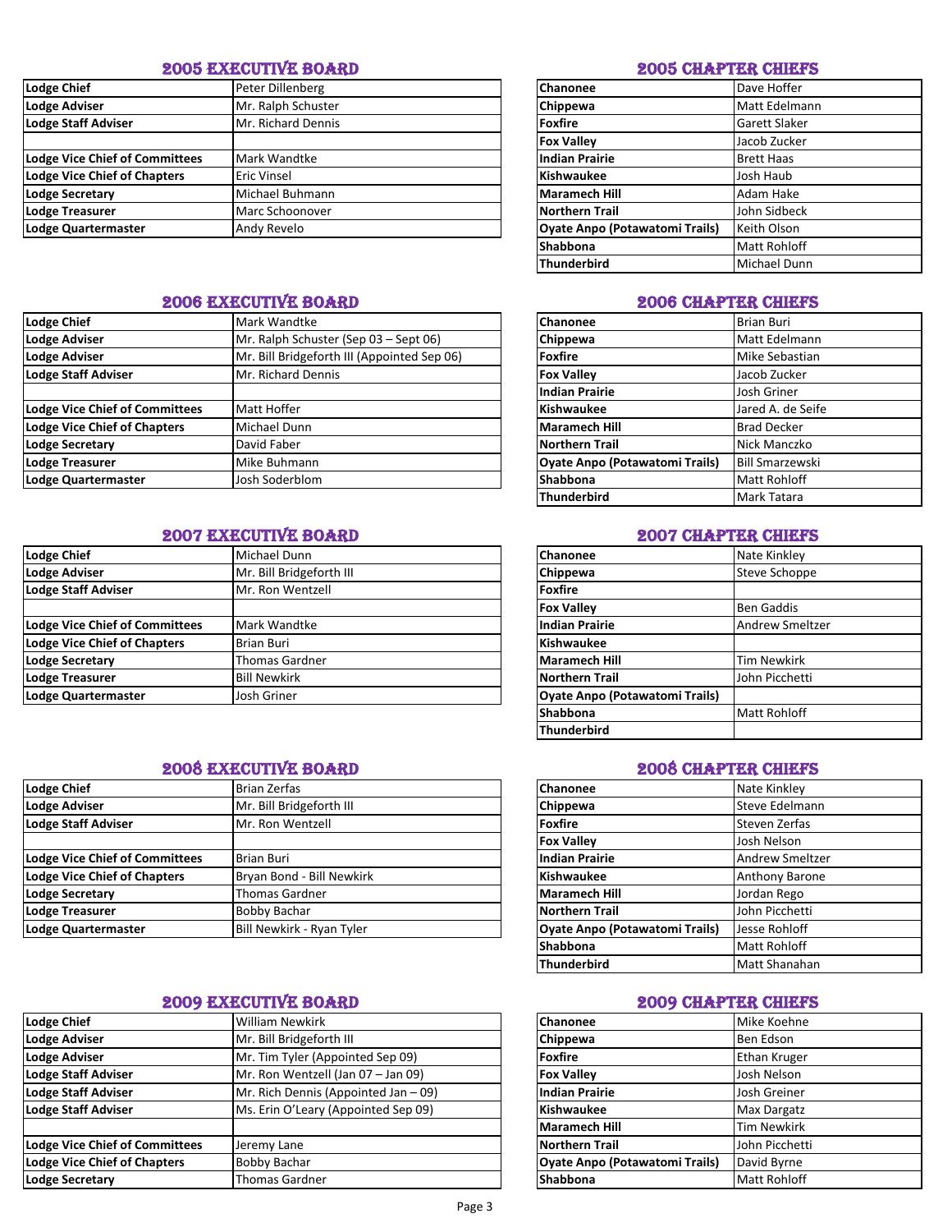## 2005 EXECUTIVE BOARD

| | |
|---|---|
| **Lodge Chief** | Peter Dillenberg |
| **Lodge Adviser** | Mr. Ralph Schuster |
| **Lodge Staff Adviser** | Mr. Richard Dennis |
| | |
| **Lodge Vice Chief of Committees** | Mark Wandtke |
| **Lodge Vice Chief of Chapters** | Eric Vinsel |
| **Lodge Secretary** | Michael Buhmann |
| **Lodge Treasurer** | Marc Schoonover |
| **Lodge Quartermaster** | Andy Revelo |

## 2005 CHAPTER CHIEFS

| | |
|---|---|
| **Chanonee** | Dave Hoffer |
| **Chippewa** | Matt Edelmann |
| **Foxfire** | Garett Slaker |
| **Fox Valley** | Jacob Zucker |
| **Indian Prairie** | Brett Haas |
| **Kishwaukee** | Josh Haub |
| **Maramech Hill** | Adam Hake |
| **Northern Trail** | John Sidbeck |
| **Oyate Anpo (Potawatomi Trails)** | Keith Olson |
| **Shabbona** | Matt Rohloff |
| **Thunderbird** | Michael Dunn |

## 2006 EXECUTIVE BOARD

| | |
|---|---|
| **Lodge Chief** | Mark Wandtke |
| **Lodge Adviser** | Mr. Ralph Schuster (Sep 03 – Sept 06) |
| **Lodge Adviser** | Mr. Bill Bridgeforth III (Appointed Sep 06) |
| **Lodge Staff Adviser** | Mr. Richard Dennis |
| | |
| **Lodge Vice Chief of Committees** | Matt Hoffer |
| **Lodge Vice Chief of Chapters** | Michael Dunn |
| **Lodge Secretary** | David Faber |
| **Lodge Treasurer** | Mike Buhmann |
| **Lodge Quartermaster** | Josh Soderblom |

## 2006 CHAPTER CHIEFS

| | |
|---|---|
| **Chanonee** | Brian Buri |
| **Chippewa** | Matt Edelmann |
| **Foxfire** | Mike Sebastian |
| **Fox Valley** | Jacob Zucker |
| **Indian Prairie** | Josh Griner |
| **Kishwaukee** | Jared A. de Seife |
| **Maramech Hill** | Brad Decker |
| **Northern Trail** | Nick Manczko |
| **Oyate Anpo (Potawatomi Trails)** | Bill Smarzewski |
| **Shabbona** | Matt Rohloff |
| **Thunderbird** | Mark Tatara |

## 2007 EXECUTIVE BOARD

| | |
|---|---|
| **Lodge Chief** | Michael Dunn |
| **Lodge Adviser** | Mr. Bill Bridgeforth III |
| **Lodge Staff Adviser** | Mr. Ron Wentzell |
| | |
| **Lodge Vice Chief of Committees** | Mark Wandtke |
| **Lodge Vice Chief of Chapters** | Brian Buri |
| **Lodge Secretary** | Thomas Gardner |
| **Lodge Treasurer** | Bill Newkirk |
| **Lodge Quartermaster** | Josh Griner |

## 2007 CHAPTER CHIEFS

| | |
|---|---|
| **Chanonee** | Nate Kinkley |
| **Chippewa** | Steve Schoppe |
| **Foxfire** | |
| **Fox Valley** | Ben Gaddis |
| **Indian Prairie** | Andrew Smeltzer |
| **Kishwaukee** | |
| **Maramech Hill** | Tim Newkirk |
| **Northern Trail** | John Picchetti |
| **Oyate Anpo (Potawatomi Trails)** | |
| **Shabbona** | Matt Rohloff |
| **Thunderbird** | |

## 2008 EXECUTIVE BOARD

| | |
|---|---|
| **Lodge Chief** | Brian Zerfas |
| **Lodge Adviser** | Mr. Bill Bridgeforth III |
| **Lodge Staff Adviser** | Mr. Ron Wentzell |
| | |
| **Lodge Vice Chief of Committees** | Brian Buri |
| **Lodge Vice Chief of Chapters** | Bryan Bond - Bill Newkirk |
| **Lodge Secretary** | Thomas Gardner |
| **Lodge Treasurer** | Bobby Bachar |
| **Lodge Quartermaster** | Bill Newkirk - Ryan Tyler |

## 2008 CHAPTER CHIEFS

| | |
|---|---|
| **Chanonee** | Nate Kinkley |
| **Chippewa** | Steve Edelmann |
| **Foxfire** | Steven Zerfas |
| **Fox Valley** | Josh Nelson |
| **Indian Prairie** | Andrew Smeltzer |
| **Kishwaukee** | Anthony Barone |
| **Maramech Hill** | Jordan Rego |
| **Northern Trail** | John Picchetti |
| **Oyate Anpo (Potawatomi Trails)** | Jesse Rohloff |
| **Shabbona** | Matt Rohloff |
| **Thunderbird** | Matt Shanahan |

## 2009 EXECUTIVE BOARD

| | |
|---|---|
| **Lodge Chief** | William Newkirk |
| **Lodge Adviser** | Mr. Bill Bridgeforth III |
| **Lodge Adviser** | Mr. Tim Tyler (Appointed Sep 09) |
| **Lodge Staff Adviser** | Mr. Ron Wentzell (Jan 07 – Jan 09) |
| **Lodge Staff Adviser** | Mr. Rich Dennis (Appointed Jan – 09) |
| **Lodge Staff Adviser** | Ms. Erin O'Leary (Appointed Sep 09) |
| | |
| **Lodge Vice Chief of Committees** | Jeremy Lane |
| **Lodge Vice Chief of Chapters** | Bobby Bachar |
| **Lodge Secretary** | Thomas Gardner |

## 2009 CHAPTER CHIEFS

| | |
|---|---|
| **Chanonee** | Mike Koehne |
| **Chippewa** | Ben Edson |
| **Foxfire** | Ethan Kruger |
| **Fox Valley** | Josh Nelson |
| **Indian Prairie** | Josh Greiner |
| **Kishwaukee** | Max Dargatz |
| **Maramech Hill** | Tim Newkirk |
| **Northern Trail** | John Picchetti |
| **Oyate Anpo (Potawatomi Trails)** | David Byrne |
| **Shabbona** | Matt Rohloff |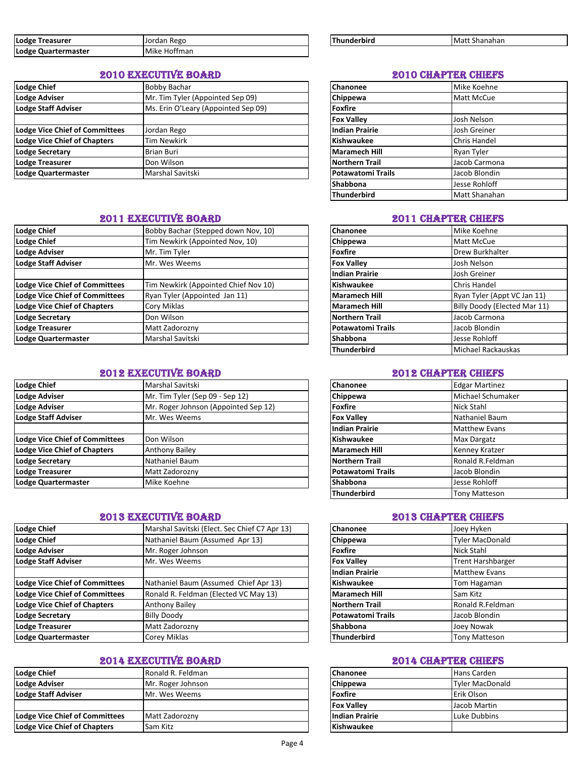| | |
|---|---|
| **Lodge Treasurer** | Jordan Rego |
| **Lodge Quartermaster** | Mike Hoffman |

| | |
|---|---|
| **Thunderbird** | Matt Shanahan |

## 2010 EXECUTIVE BOARD

| | |
|---|---|
| **Lodge Chief** | Bobby Bachar |
| **Lodge Adviser** | Mr. Tim Tyler (Appointed Sep 09) |
| **Lodge Staff Adviser** | Ms. Erin O'Leary (Appointed Sep 09) |
| | |
| **Lodge Vice Chief of Committees** | Jordan Rego |
| **Lodge Vice Chief of Chapters** | Tim Newkirk |
| **Lodge Secretary** | Brian Buri |
| **Lodge Treasurer** | Don Wilson |
| **Lodge Quartermaster** | Marshal Savitski |

## 2010 CHAPTER CHIEFS

| | |
|---|---|
| **Chanonee** | Mike Koehne |
| **Chippewa** | Matt McCue |
| **Foxfire** | |
| **Fox Valley** | Josh Nelson |
| **Indian Prairie** | Josh Greiner |
| **Kishwaukee** | Chris Handel |
| **Maramech Hill** | Ryan Tyler |
| **Northern Trail** | Jacob Carmona |
| **Potawatomi Trails** | Jacob Blondin |
| **Shabbona** | Jesse Rohloff |
| **Thunderbird** | Matt Shanahan |

## 2011 EXECUTIVE BOARD

| | |
|---|---|
| **Lodge Chief** | Bobby Bachar (Stepped down Nov, 10) |
| **Lodge Chief** | Tim Newkirk (Appointed Nov, 10) |
| **Lodge Adviser** | Mr. Tim Tyler |
| **Lodge Staff Adviser** | Mr. Wes Weems |
| | |
| **Lodge Vice Chief of Committees** | Tim Newkirk (Appointed Chief Nov 10) |
| **Lodge Vice Chief of Committees** | Ryan Tyler (Appointed Jan 11) |
| **Lodge Vice Chief of Chapters** | Cory Miklas |
| **Lodge Secretary** | Don Wilson |
| **Lodge Treasurer** | Matt Zadorozny |
| **Lodge Quartermaster** | Marshal Savitski |

## 2011 CHAPTER CHIEFS

| | |
|---|---|
| **Chanonee** | Mike Koehne |
| **Chippewa** | Matt McCue |
| **Foxfire** | Drew Burkhalter |
| **Fox Valley** | Josh Nelson |
| **Indian Prairie** | Josh Greiner |
| **Kishwaukee** | Chris Handel |
| **Maramech Hill** | Ryan Tyler (Appt VC Jan 11) |
| **Maramech Hill** | Billy Doody (Elected Mar 11) |
| **Northern Trail** | Jacob Carmona |
| **Potawatomi Trails** | Jacob Blondin |
| **Shabbona** | Jesse Rohloff |
| **Thunderbird** | Michael Rackauskas |

## 2012 EXECUTIVE BOARD

| | |
|---|---|
| **Lodge Chief** | Marshal Savitski |
| **Lodge Adviser** | Mr. Tim Tyler (Sep 09 - Sep 12) |
| **Lodge Adviser** | Mr. Roger Johnson (Appointed Sep 12) |
| **Lodge Staff Adviser** | Mr. Wes Weems |
| | |
| **Lodge Vice Chief of Committees** | Don Wilson |
| **Lodge Vice Chief of Chapters** | Anthony Bailey |
| **Lodge Secretary** | Nathaniel Baum |
| **Lodge Treasurer** | Matt Zadorozny |
| **Lodge Quartermaster** | Mike Koehne |

## 2012 CHAPTER CHIEFS

| | |
|---|---|
| **Chanonee** | Edgar Martinez |
| **Chippewa** | Michael Schumaker |
| **Foxfire** | Nick Stahl |
| **Fox Valley** | Nathaniel Baum |
| **Indian Prairie** | Matthew Evans |
| **Kishwaukee** | Max Dargatz |
| **Maramech Hill** | Kenney Kratzer |
| **Northern Trail** | Ronald R.Feldman |
| **Potawatomi Trails** | Jacob Blondin |
| **Shabbona** | Jesse Rohloff |
| **Thunderbird** | Tony Matteson |

## 2013 EXECUTIVE BOARD

| | |
|---|---|
| **Lodge Chief** | Marshal Savitski (Elect. Sec Chief C7 Apr 13) |
| **Lodge Chief** | Nathaniel Baum (Assumed Apr 13) |
| **Lodge Adviser** | Mr. Roger Johnson |
| **Lodge Staff Adviser** | Mr. Wes Weems |
| | |
| **Lodge Vice Chief of Committees** | Nathaniel Baum (Assumed Chief Apr 13) |
| **Lodge Vice Chief of Committees** | Ronald R. Feldman (Elected VC May 13) |
| **Lodge Vice Chief of Chapters** | Anthony Bailey |
| **Lodge Secretary** | Billy Doody |
| **Lodge Treasurer** | Matt Zadorozny |
| **Lodge Quartermaster** | Corey Miklas |

## 2013 CHAPTER CHIEFS

| | |
|---|---|
| **Chanonee** | Joey Hyken |
| **Chippewa** | Tyler MacDonald |
| **Foxfire** | Nick Stahl |
| **Fox Valley** | Trent Harshbarger |
| **Indian Prairie** | Matthew Evans |
| **Kishwaukee** | Tom Hagaman |
| **Maramech Hill** | Sam Kitz |
| **Northern Trail** | Ronald R.Feldman |
| **Potawatomi Trails** | Jacob Blondin |
| **Shabbona** | Joey Nowak |
| **Thunderbird** | Tony Matteson |

## 2014 EXECUTIVE BOARD

| | |
|---|---|
| **Lodge Chief** | Ronald R. Feldman |
| **Lodge Adviser** | Mr. Roger Johnson |
| **Lodge Staff Adviser** | Mr. Wes Weems |
| | |
| **Lodge Vice Chief of Committees** | Matt Zadorozny |
| **Lodge Vice Chief of Chapters** | Sam Kitz |

## 2014 CHAPTER CHIEFS

| | |
|---|---|
| **Chanonee** | Hans Carden |
| **Chippewa** | Tyler MacDonald |
| **Foxfire** | Erik Olson |
| **Fox Valley** | Jacob Martin |
| **Indian Prairie** | Luke Dubbins |
| **Kishwaukee** | |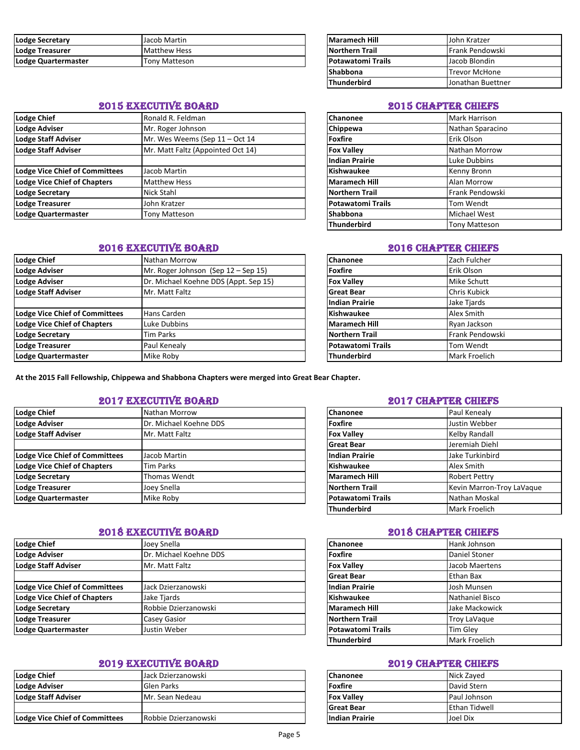| | |
|---|---|
| Lodge Secretary | Jacob Martin |
| Lodge Treasurer | Matthew Hess |
| Lodge Quartermaster | Tony Matteson |

| | |
|---|---|
| Maramech Hill | John Kratzer |
| Northern Trail | Frank Pendowski |
| Potawatomi Trails | Jacob Blondin |
| Shabbona | Trevor McHone |
| Thunderbird | Jonathan Buettner |

## 2015 EXECUTIVE BOARD

| | |
|---|---|
| Lodge Chief | Ronald R. Feldman |
| Lodge Adviser | Mr. Roger Johnson |
| Lodge Staff Adviser | Mr. Wes Weems (Sep 11 – Oct 14 |
| Lodge Staff Adviser | Mr. Matt Faltz (Appointed Oct 14) |
| | |
| Lodge Vice Chief of Committees | Jacob Martin |
| Lodge Vice Chief of Chapters | Matthew Hess |
| Lodge Secretary | Nick Stahl |
| Lodge Treasurer | John Kratzer |
| Lodge Quartermaster | Tony Matteson |

## 2015 CHAPTER CHIEFS

| | |
|---|---|
| Chanonee | Mark Harrison |
| Chippewa | Nathan Sparacino |
| Foxfire | Erik Olson |
| Fox Valley | Nathan Morrow |
| Indian Prairie | Luke Dubbins |
| Kishwaukee | Kenny Bronn |
| Maramech Hill | Alan Morrow |
| Northern Trail | Frank Pendowski |
| Potawatomi Trails | Tom Wendt |
| Shabbona | Michael West |
| Thunderbird | Tony Matteson |

## 2016 EXECUTIVE BOARD

| | |
|---|---|
| Lodge Chief | Nathan Morrow |
| Lodge Adviser | Mr. Roger Johnson (Sep 12 – Sep 15) |
| Lodge Adviser | Dr. Michael Koehne DDS (Appt. Sep 15) |
| Lodge Staff Adviser | Mr. Matt Faltz |
| | |
| Lodge Vice Chief of Committees | Hans Carden |
| Lodge Vice Chief of Chapters | Luke Dubbins |
| Lodge Secretary | Tim Parks |
| Lodge Treasurer | Paul Kenealy |
| Lodge Quartermaster | Mike Roby |

## 2016 CHAPTER CHIEFS

| | |
|---|---|
| Chanonee | Zach Fulcher |
| Foxfire | Erik Olson |
| Fox Valley | Mike Schutt |
| Great Bear | Chris Kubick |
| Indian Prairie | Jake Tjards |
| Kishwaukee | Alex Smith |
| Maramech Hill | Ryan Jackson |
| Northern Trail | Frank Pendowski |
| Potawatomi Trails | Tom Wendt |
| Thunderbird | Mark Froelich |

**At the 2015 Fall Fellowship, Chippewa and Shabbona Chapters were merged into Great Bear Chapter.**

## 2017 EXECUTIVE BOARD

| | |
|---|---|
| Lodge Chief | Nathan Morrow |
| Lodge Adviser | Dr. Michael Koehne DDS |
| Lodge Staff Adviser | Mr. Matt Faltz |
| | |
| Lodge Vice Chief of Committees | Jacob Martin |
| Lodge Vice Chief of Chapters | Tim Parks |
| Lodge Secretary | Thomas Wendt |
| Lodge Treasurer | Joey Snella |
| Lodge Quartermaster | Mike Roby |

## 2017 CHAPTER CHIEFS

| | |
|---|---|
| Chanonee | Paul Kenealy |
| Foxfire | Justin Webber |
| Fox Valley | Kelby Randall |
| Great Bear | Jeremiah Diehl |
| Indian Prairie | Jake Turkinbird |
| Kishwaukee | Alex Smith |
| Maramech Hill | Robert Pettry |
| Northern Trail | Kevin Marron-Troy LaVaque |
| Potawatomi Trails | Nathan Moskal |
| Thunderbird | Mark Froelich |

## 2018 EXECUTIVE BOARD

| | |
|---|---|
| Lodge Chief | Joey Snella |
| Lodge Adviser | Dr. Michael Koehne DDS |
| Lodge Staff Adviser | Mr. Matt Faltz |
| | |
| Lodge Vice Chief of Committees | Jack Dzierzanowski |
| Lodge Vice Chief of Chapters | Jake Tjards |
| Lodge Secretary | Robbie Dzierzanowski |
| Lodge Treasurer | Casey Gasior |
| Lodge Quartermaster | Justin Weber |

## 2018 CHAPTER CHIEFS

| | |
|---|---|
| Chanonee | Hank Johnson |
| Foxfire | Daniel Stoner |
| Fox Valley | Jacob Maertens |
| Great Bear | Ethan Bax |
| Indian Prairie | Josh Munsen |
| Kishwaukee | Nathaniel Bisco |
| Maramech Hill | Jake Mackowick |
| Northern Trail | Troy LaVaque |
| Potawatomi Trails | Tim Gley |
| Thunderbird | Mark Froelich |

## 2019 EXECUTIVE BOARD

| | |
|---|---|
| Lodge Chief | Jack Dzierzanowski |
| Lodge Adviser | Glen Parks |
| Lodge Staff Adviser | Mr. Sean Nedeau |
| | |
| Lodge Vice Chief of Committees | Robbie Dzierzanowski |

## 2019 CHAPTER CHIEFS

| | |
|---|---|
| Chanonee | Nick Zayed |
| Foxfire | David Stern |
| Fox Valley | Paul Johnson |
| Great Bear | Ethan Tidwell |
| Indian Prairie | Joel Dix |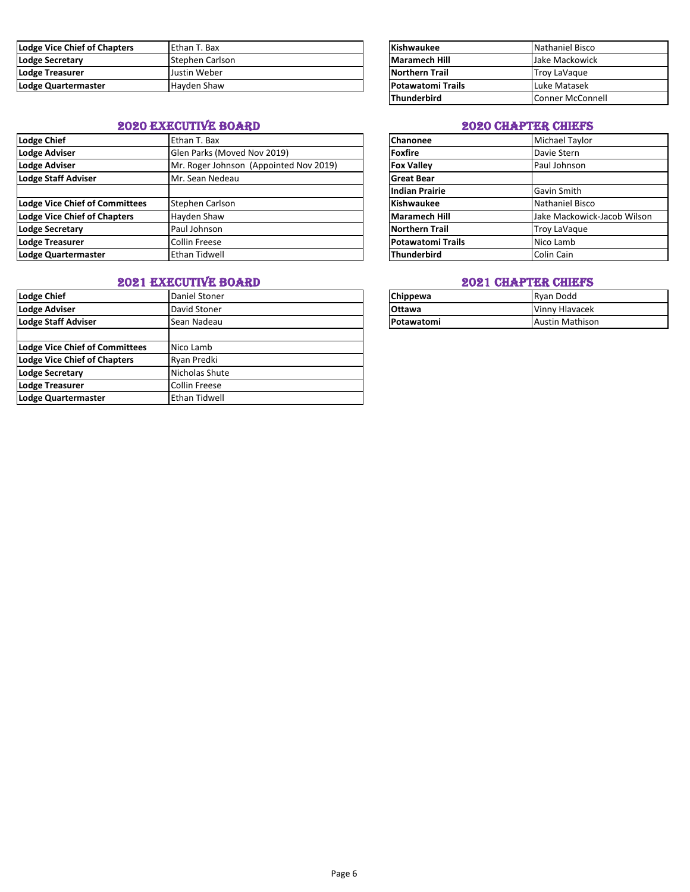| | |
|---|---|
| **Lodge Vice Chief of Chapters** | Ethan T. Bax |
| **Lodge Secretary** | Stephen Carlson |
| **Lodge Treasurer** | Justin Weber |
| **Lodge Quartermaster** | Hayden Shaw |

| | |
|---|---|
| **Kishwaukee** | Nathaniel Bisco |
| **Maramech Hill** | Jake Mackowick |
| **Northern Trail** | Troy LaVaque |
| **Potawatomi Trails** | Luke Matasek |
| **Thunderbird** | Conner McConnell |

## 2020 EXECUTIVE BOARD

| | |
|---|---|
| **Lodge Chief** | Ethan T. Bax |
| **Lodge Adviser** | Glen Parks (Moved Nov 2019) |
| **Lodge Adviser** | Mr. Roger Johnson (Appointed Nov 2019) |
| **Lodge Staff Adviser** | Mr. Sean Nedeau |
| | |
| **Lodge Vice Chief of Committees** | Stephen Carlson |
| **Lodge Vice Chief of Chapters** | Hayden Shaw |
| **Lodge Secretary** | Paul Johnson |
| **Lodge Treasurer** | Collin Freese |
| **Lodge Quartermaster** | Ethan Tidwell |

## 2020 CHAPTER CHIEFS

| | |
|---|---|
| **Chanonee** | Michael Taylor |
| **Foxfire** | Davie Stern |
| **Fox Valley** | Paul Johnson |
| **Great Bear** | |
| **Indian Prairie** | Gavin Smith |
| **Kishwaukee** | Nathaniel Bisco |
| **Maramech Hill** | Jake Mackowick-Jacob Wilson |
| **Northern Trail** | Troy LaVaque |
| **Potawatomi Trails** | Nico Lamb |
| **Thunderbird** | Colin Cain |

## 2021 EXECUTIVE BOARD

| | |
|---|---|
| **Lodge Chief** | Daniel Stoner |
| **Lodge Adviser** | David Stoner |
| **Lodge Staff Adviser** | Sean Nadeau |
| | |
| **Lodge Vice Chief of Committees** | Nico Lamb |
| **Lodge Vice Chief of Chapters** | Ryan Predki |
| **Lodge Secretary** | Nicholas Shute |
| **Lodge Treasurer** | Collin Freese |
| **Lodge Quartermaster** | Ethan Tidwell |

## 2021 CHAPTER CHIEFS

| | |
|---|---|
| **Chippewa** | Ryan Dodd |
| **Ottawa** | Vinny Hlavacek |
| **Potawatomi** | Austin Mathison |